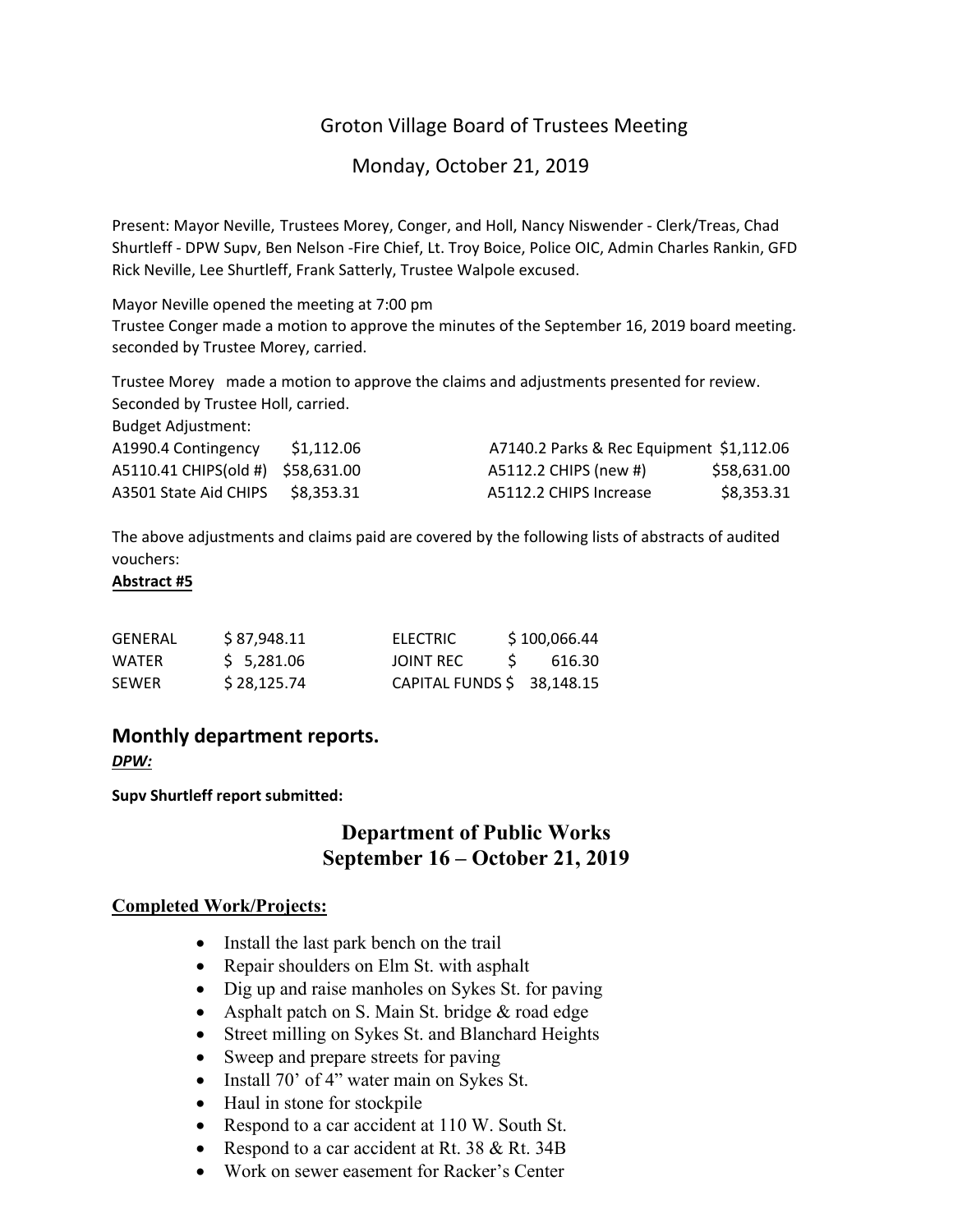# Groton Village Board of Trustees Meeting

## Monday, October 21, 2019

Present: Mayor Neville, Trustees Morey, Conger, and Holl, Nancy Niswender - Clerk/Treas, Chad Shurtleff - DPW Supv, Ben Nelson -Fire Chief, Lt. Troy Boice, Police OIC, Admin Charles Rankin, GFD Rick Neville, Lee Shurtleff, Frank Satterly, Trustee Walpole excused.

Mayor Neville opened the meeting at 7:00 pm
Trustee Conger made a motion to approve the minutes of the September 16, 2019 board meeting. seconded by Trustee Morey, carried.

Trustee Morey made a motion to approve the claims and adjustments presented for review. Seconded by Trustee Holl, carried.

Budget Adjustment:

| | | | |
|---|---|---|---|
| A1990.4 Contingency | $1,112.06 | A7140.2 Parks & Rec Equipment | $1,112.06 |
| A5110.41 CHIPS(old #) | $58,631.00 | A5112.2 CHIPS (new #) | $58,631.00 |
| A3501 State Aid CHIPS | $8,353.31 | A5112.2 CHIPS Increase | $8,353.31 |

The above adjustments and claims paid are covered by the following lists of abstracts of audited vouchers:

**Abstract #5**

| | | | |
|---|---|---|---|
| GENERAL | $ 87,948.11 | ELECTRIC | $ 100,066.44 |
| WATER | $ 5,281.06 | JOINT REC | $ 616.30 |
| SEWER | $ 28,125.74 | CAPITAL FUNDS | $ 38,148.15 |

## Monthly department reports.

***DPW:***

**Supv Shurtleff report submitted:**

### Department of Public Works
### September 16 – October 21, 2019

**Completed Work/Projects:**

- Install the last park bench on the trail
- Repair shoulders on Elm St. with asphalt
- Dig up and raise manholes on Sykes St. for paving
- Asphalt patch on S. Main St. bridge & road edge
- Street milling on Sykes St. and Blanchard Heights
- Sweep and prepare streets for paving
- Install 70' of 4" water main on Sykes St.
- Haul in stone for stockpile
- Respond to a car accident at 110 W. South St.
- Respond to a car accident at Rt. 38 & Rt. 34B
- Work on sewer easement for Racker's Center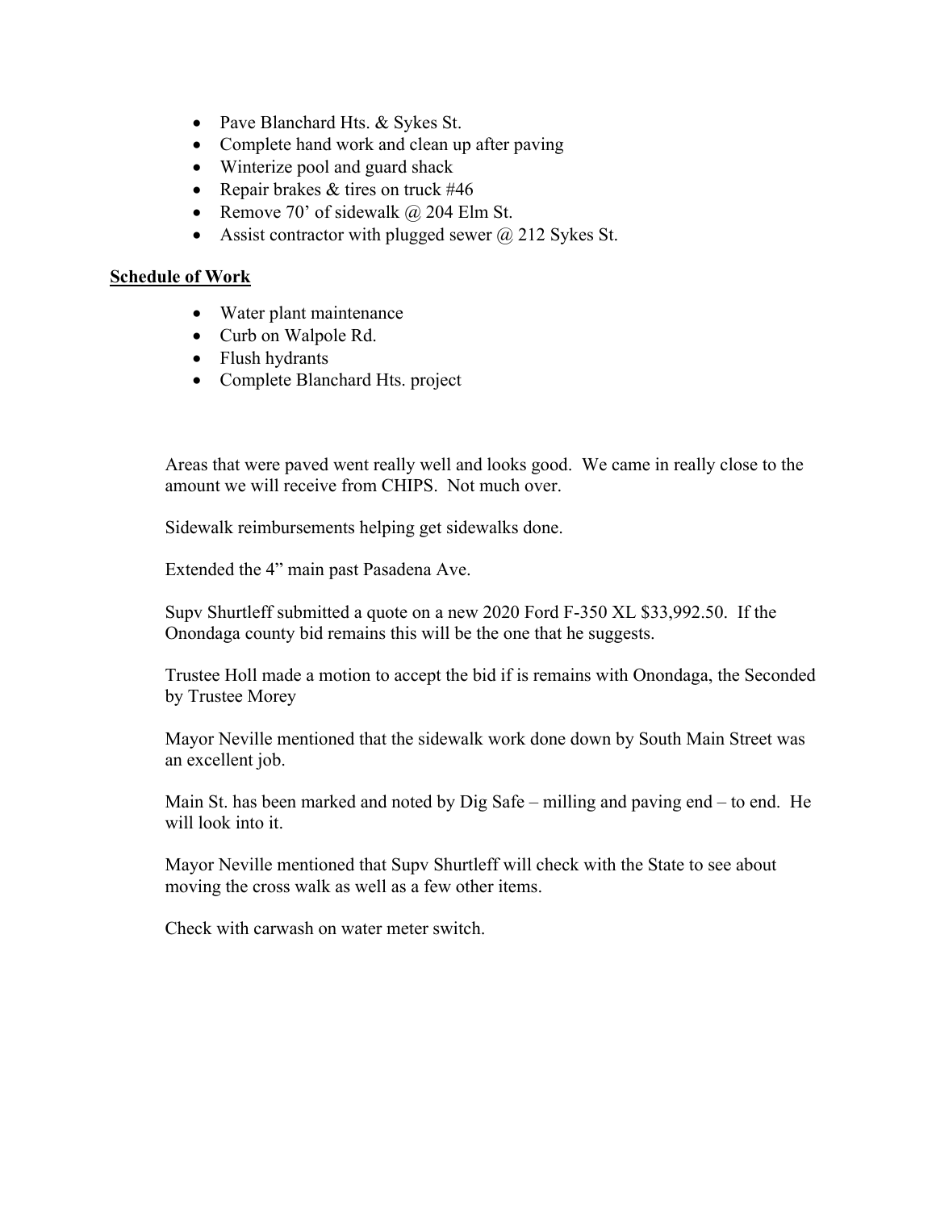- Pave Blanchard Hts. & Sykes St.
- Complete hand work and clean up after paving
- Winterize pool and guard shack
- Repair brakes & tires on truck #46
- Remove 70' of sidewalk @ 204 Elm St.
- Assist contractor with plugged sewer @ 212 Sykes St.

**Schedule of Work**

- Water plant maintenance
- Curb on Walpole Rd.
- Flush hydrants
- Complete Blanchard Hts. project

Areas that were paved went really well and looks good. We came in really close to the amount we will receive from CHIPS. Not much over.

Sidewalk reimbursements helping get sidewalks done.

Extended the 4" main past Pasadena Ave.

Supv Shurtleff submitted a quote on a new 2020 Ford F-350 XL $33,992.50. If the Onondaga county bid remains this will be the one that he suggests.

Trustee Holl made a motion to accept the bid if is remains with Onondaga, the Seconded by Trustee Morey

Mayor Neville mentioned that the sidewalk work done down by South Main Street was an excellent job.

Main St. has been marked and noted by Dig Safe – milling and paving end – to end. He will look into it.

Mayor Neville mentioned that Supv Shurtleff will check with the State to see about moving the cross walk as well as a few other items.

Check with carwash on water meter switch.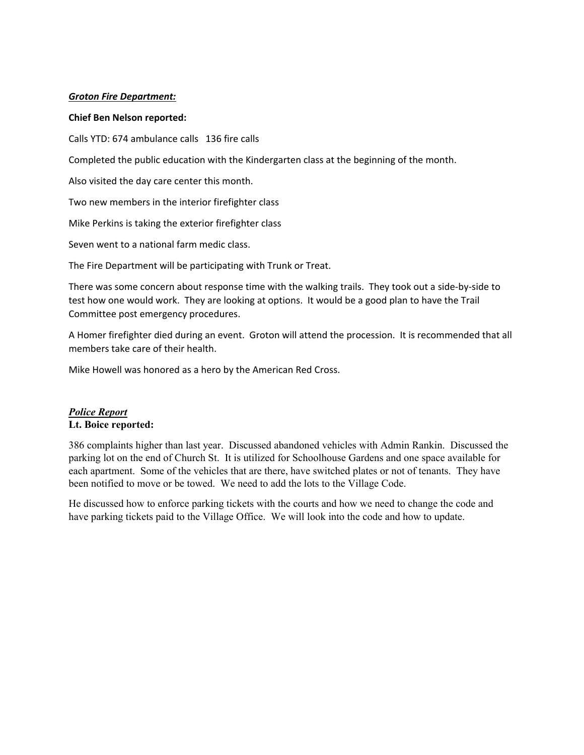***Groton Fire Department:***

**Chief Ben Nelson reported:**

Calls YTD: 674 ambulance calls   136 fire calls

Completed the public education with the Kindergarten class at the beginning of the month.

Also visited the day care center this month.

Two new members in the interior firefighter class

Mike Perkins is taking the exterior firefighter class

Seven went to a national farm medic class.

The Fire Department will be participating with Trunk or Treat.

There was some concern about response time with the walking trails. They took out a side-by-side to test how one would work. They are looking at options. It would be a good plan to have the Trail Committee post emergency procedures.

A Homer firefighter died during an event. Groton will attend the procession. It is recommended that all members take care of their health.

Mike Howell was honored as a hero by the American Red Cross.

***Police Report***

**Lt. Boice reported:**

386 complaints higher than last year. Discussed abandoned vehicles with Admin Rankin. Discussed the parking lot on the end of Church St. It is utilized for Schoolhouse Gardens and one space available for each apartment. Some of the vehicles that are there, have switched plates or not of tenants. They have been notified to move or be towed. We need to add the lots to the Village Code.

He discussed how to enforce parking tickets with the courts and how we need to change the code and have parking tickets paid to the Village Office. We will look into the code and how to update.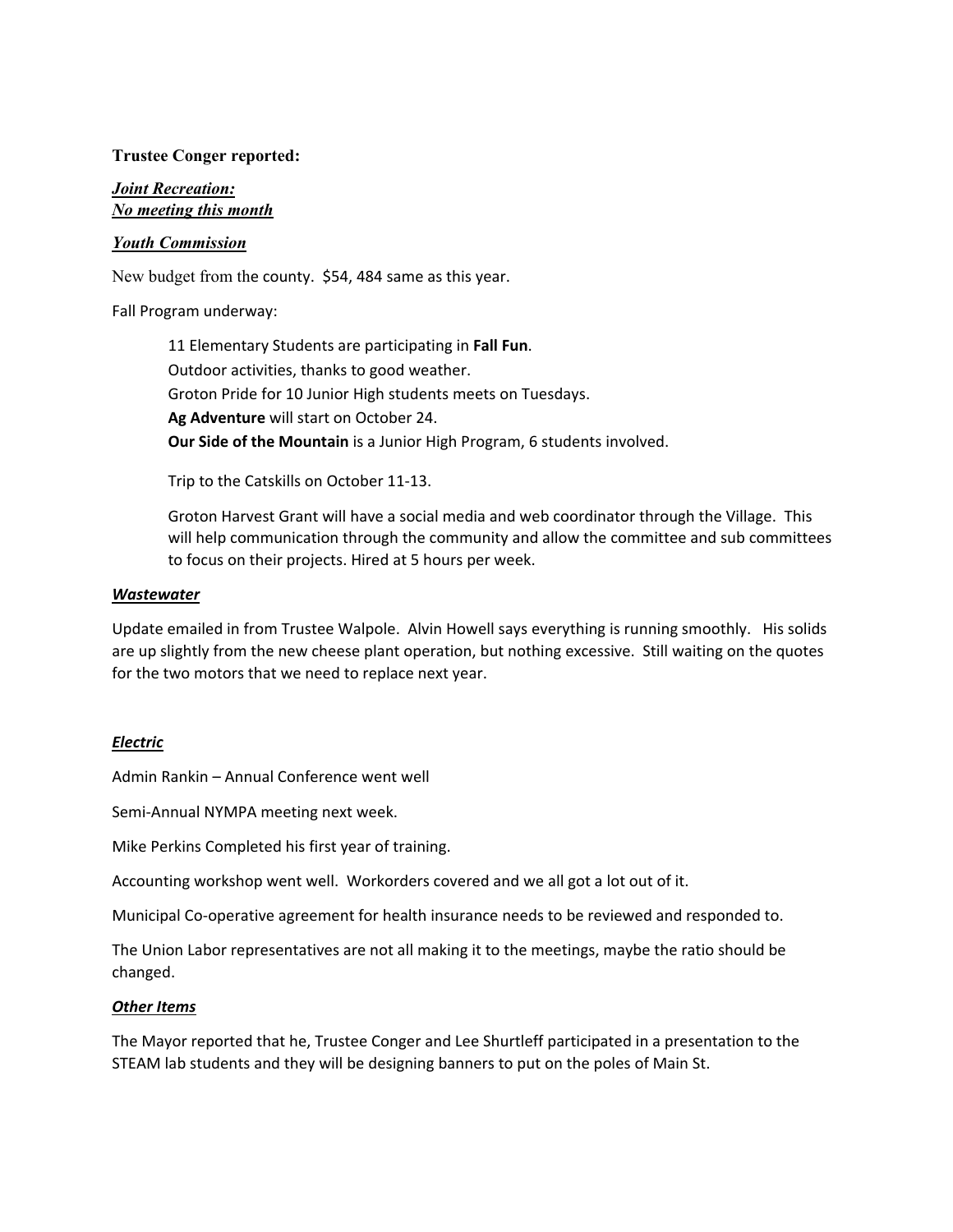**Trustee Conger reported:**

***<u>Joint Recreation:</u>***
***<u>No meeting this month</u>***

***<u>Youth Commission</u>***

New budget from the county. $54, 484 same as this year.

Fall Program underway:

> 11 Elementary Students are participating in **Fall Fun**.
> Outdoor activities, thanks to good weather.
> Groton Pride for 10 Junior High students meets on Tuesdays.
> **Ag Adventure** will start on October 24.
> **Our Side of the Mountain** is a Junior High Program, 6 students involved.
>
> Trip to the Catskills on October 11-13.
>
> Groton Harvest Grant will have a social media and web coordinator through the Village. This will help communication through the community and allow the committee and sub committees to focus on their projects. Hired at 5 hours per week.

***<u>Wastewater</u>***

Update emailed in from Trustee Walpole. Alvin Howell says everything is running smoothly. His solids are up slightly from the new cheese plant operation, but nothing excessive. Still waiting on the quotes for the two motors that we need to replace next year.

***<u>Electric</u>***

Admin Rankin – Annual Conference went well

Semi-Annual NYMPA meeting next week.

Mike Perkins Completed his first year of training.

Accounting workshop went well. Workorders covered and we all got a lot out of it.

Municipal Co-operative agreement for health insurance needs to be reviewed and responded to.

The Union Labor representatives are not all making it to the meetings, maybe the ratio should be changed.

***<u>Other Items</u>***

The Mayor reported that he, Trustee Conger and Lee Shurtleff participated in a presentation to the STEAM lab students and they will be designing banners to put on the poles of Main St.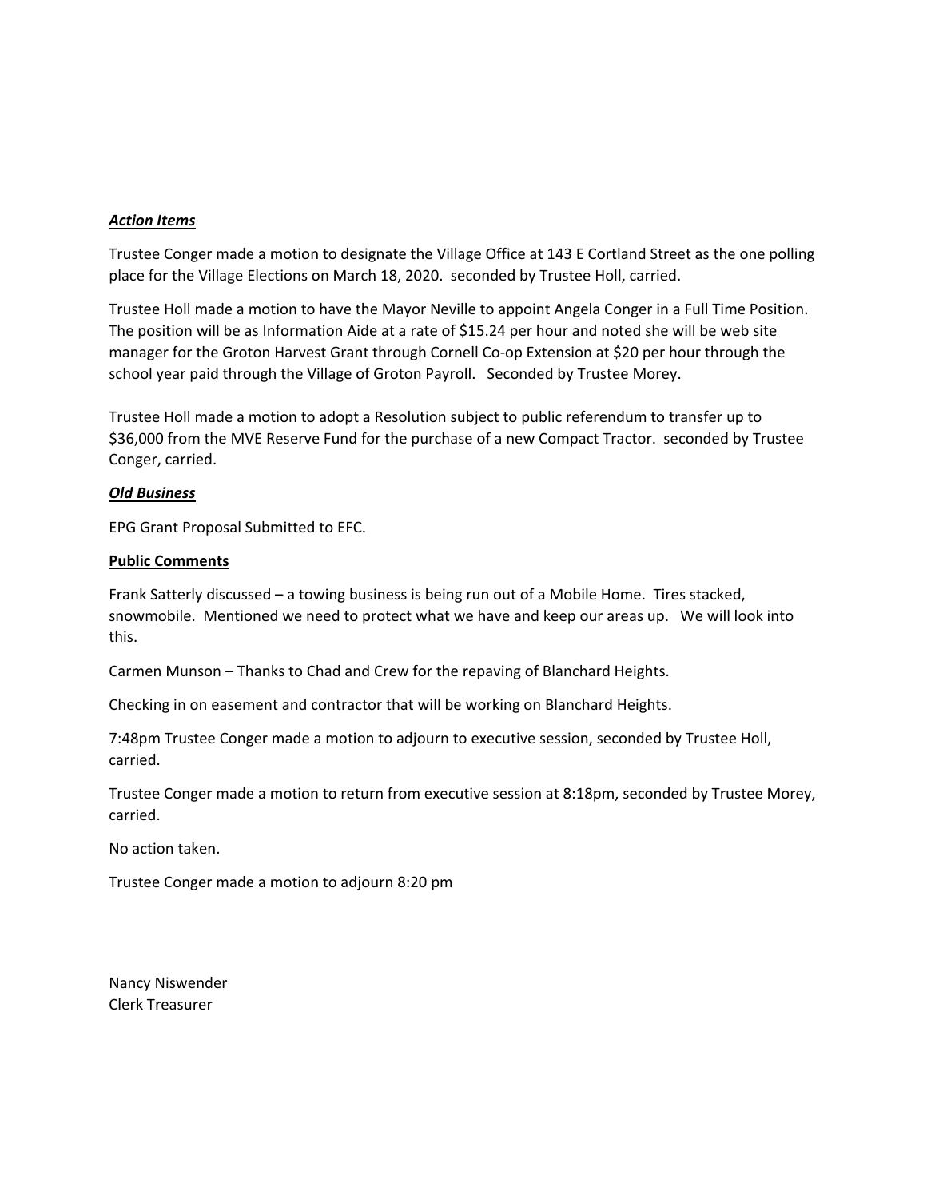***Action Items***

Trustee Conger made a motion to designate the Village Office at 143 E Cortland Street as the one polling place for the Village Elections on March 18, 2020. seconded by Trustee Holl, carried.

Trustee Holl made a motion to have the Mayor Neville to appoint Angela Conger in a Full Time Position. The position will be as Information Aide at a rate of $15.24 per hour and noted she will be web site manager for the Groton Harvest Grant through Cornell Co-op Extension at $20 per hour through the school year paid through the Village of Groton Payroll. Seconded by Trustee Morey.

Trustee Holl made a motion to adopt a Resolution subject to public referendum to transfer up to $36,000 from the MVE Reserve Fund for the purchase of a new Compact Tractor. seconded by Trustee Conger, carried.

***Old Business***

EPG Grant Proposal Submitted to EFC.

**Public Comments**

Frank Satterly discussed – a towing business is being run out of a Mobile Home. Tires stacked, snowmobile. Mentioned we need to protect what we have and keep our areas up. We will look into this.

Carmen Munson – Thanks to Chad and Crew for the repaving of Blanchard Heights.

Checking in on easement and contractor that will be working on Blanchard Heights.

7:48pm Trustee Conger made a motion to adjourn to executive session, seconded by Trustee Holl, carried.

Trustee Conger made a motion to return from executive session at 8:18pm, seconded by Trustee Morey, carried.

No action taken.

Trustee Conger made a motion to adjourn 8:20 pm

Nancy Niswender
Clerk Treasurer